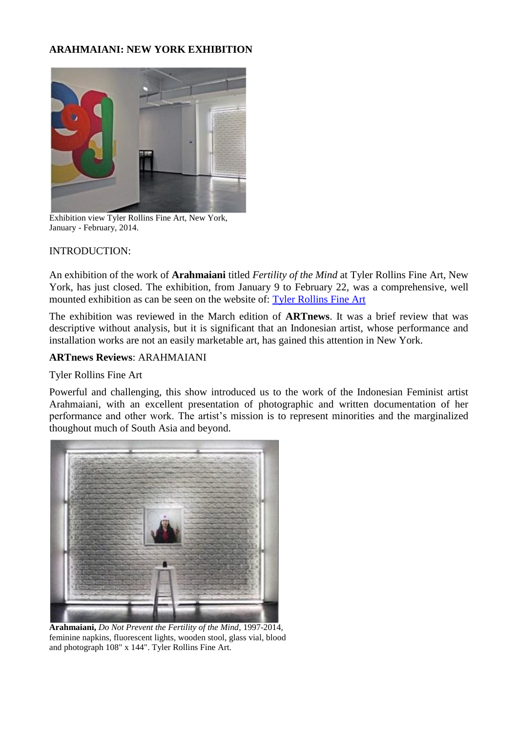**ARAHMAIANI: NEW YORK EXHIBITION**

Exhibition view Tyler Rollins Fine Art, New York, January - February, 2014.

INTRODUCTION:

An exhibition of the work of **Arahmaiani** titled *Fertility of the Mind* at Tyler Rollins Fine Art, New York, has just closed. The exhibition, from January 9 to February 22, was a comprehensive, well mounted exhibition as can be seen on the website of: Tyler Rollins Fine Art

The exhibition was reviewed in the March edition of **ARTnews**. It was a brief review that was descriptive without analysis, but it is significant that an Indonesian artist, whose performance and installation works are not an easily marketable art, has gained this attention in New York.

**ARTnews Reviews**: ARAHMAIANI

Tyler Rollins Fine Art

Powerful and challenging, this show introduced us to the work of the Indonesian Feminist artist Arahmaiani, with an excellent presentation of photographic and written documentation of her performance and other work. The artist's mission is to represent minorities and the marginalized thoughout much of South Asia and beyond.

**Arahmaiani,** *Do Not Prevent the Fertility of the Mind*, 1997-2014, feminine napkins, fluorescent lights, wooden stool, glass vial, blood and photograph 108" x 144". Tyler Rollins Fine Art.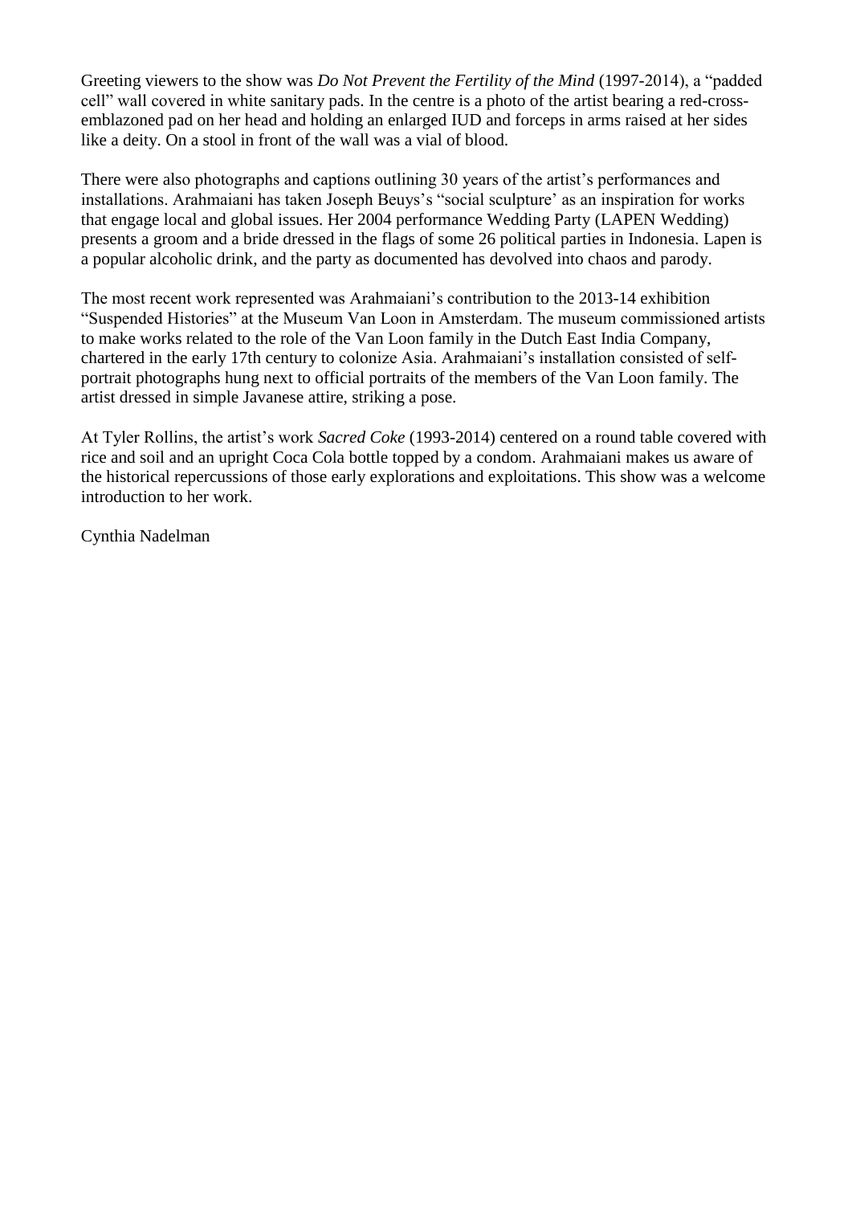Greeting viewers to the show was *Do Not Prevent the Fertility of the Mind* (1997-2014), a "padded cell" wall covered in white sanitary pads. In the centre is a photo of the artist bearing a red-cross-emblazoned pad on her head and holding an enlarged IUD and forceps in arms raised at her sides like a deity. On a stool in front of the wall was a vial of blood.

There were also photographs and captions outlining 30 years of the artist's performances and installations. Arahmaiani has taken Joseph Beuys's "social sculpture' as an inspiration for works that engage local and global issues. Her 2004 performance Wedding Party (LAPEN Wedding) presents a groom and a bride dressed in the flags of some 26 political parties in Indonesia. Lapen is a popular alcoholic drink, and the party as documented has devolved into chaos and parody.

The most recent work represented was Arahmaiani's contribution to the 2013-14 exhibition "Suspended Histories" at the Museum Van Loon in Amsterdam. The museum commissioned artists to make works related to the role of the Van Loon family in the Dutch East India Company, chartered in the early 17th century to colonize Asia. Arahmaiani's installation consisted of self-portrait photographs hung next to official portraits of the members of the Van Loon family. The artist dressed in simple Javanese attire, striking a pose.

At Tyler Rollins, the artist's work *Sacred Coke* (1993-2014) centered on a round table covered with rice and soil and an upright Coca Cola bottle topped by a condom. Arahmaiani makes us aware of the historical repercussions of those early explorations and exploitations. This show was a welcome introduction to her work.

Cynthia Nadelman